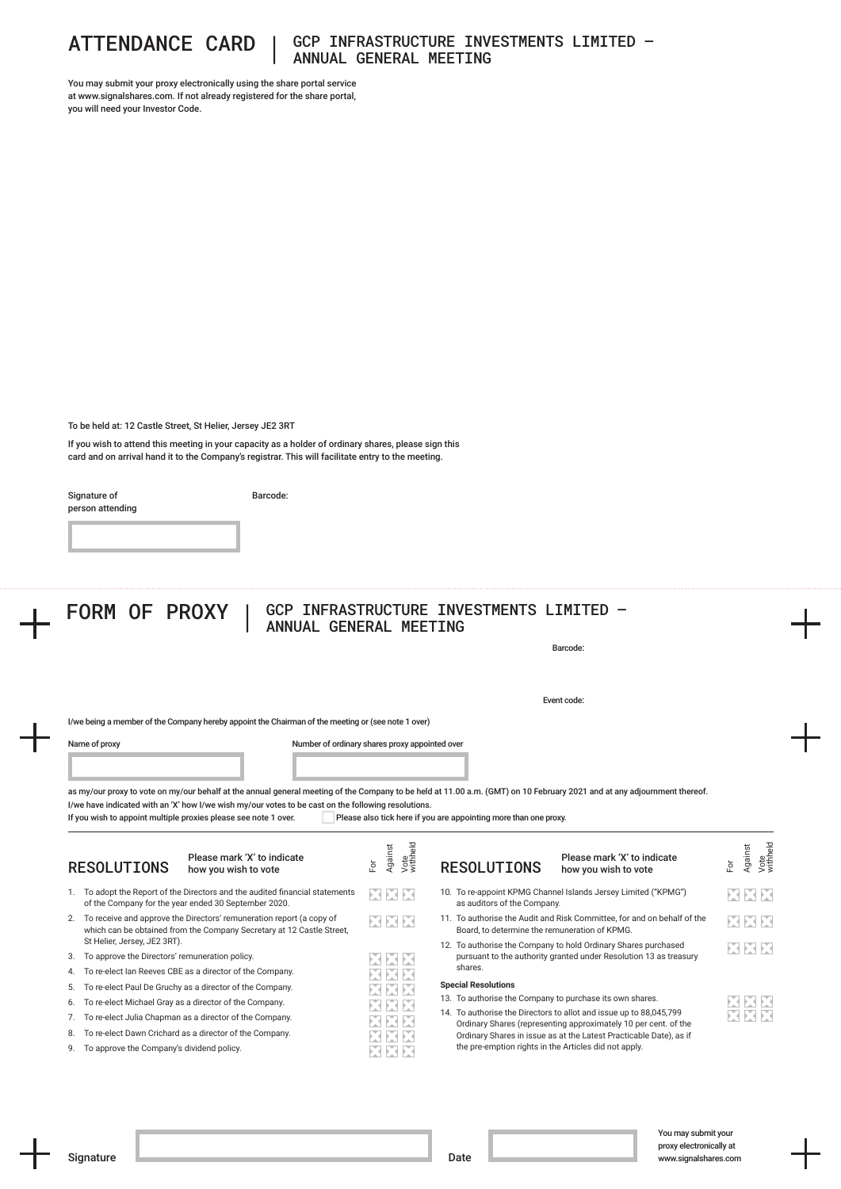# ATTENDANCE CARD | GCP INFRASTRUCTURE INVESTMENTS LIMITED – ANNUAL GENERAL MEETING

You may submit your proxy electronically using the share portal service at www.signalshares.com. If not already registered for the share portal, you will need your Investor Code.

To be held at: 12 Castle Street, St Helier, Jersey JE2 3RT

If you wish to attend this meeting in your capacity as a holder of ordinary shares, please sign this card and on arrival hand it to the Company's registrar. This will facilitate entry to the meeting.

Signature of person attending

Barcode:

# FORM OF PROXY | GCP INFRASTRUCTURE INVESTMENTS LIMITED – ANNUAL GENERAL MEETING

Barcode:

Event code:

I/we being a member of the Company hereby appoint the Chairman of the meeting or (see note 1 over)

Name of proxy

Number of ordinary shares proxy appointed over

as my/our proxy to vote on my/our behalf at the annual general meeting of the Company to be held at 11.00 a.m. (GMT) on 10 February 2021 and at any adjournment thereof.

I/we have indicated with an 'X' how I/we wish my/our votes to be cast on the following resolutions.

If you wish to appoint multiple proxies please see note 1 over.

☐ Please also tick here if you are appointing more than one proxy.

## RESOLUTIONS

Please mark 'X' to indicate how you wish to vote

| Resolution | For | Against | Vote withheld |
|---|---|---|---|
| 1. To adopt the Report of the Directors and the audited financial statements of the Company for the year ended 30 September 2020. | | | |
| 2. To receive and approve the Directors' remuneration report (a copy of which can be obtained from the Company Secretary at 12 Castle Street, St Helier, Jersey, JE2 3RT). | | | |
| 3. To approve the Directors' remuneration policy. | | | |
| 4. To re-elect Ian Reeves CBE as a director of the Company. | | | |
| 5. To re-elect Paul De Gruchy as a director of the Company. | | | |
| 6. To re-elect Michael Gray as a director of the Company. | | | |
| 7. To re-elect Julia Chapman as a director of the Company. | | | |
| 8. To re-elect Dawn Crichard as a director of the Company. | | | |
| 9. To approve the Company's dividend policy. | | | |
| 10. To re-appoint KPMG Channel Islands Jersey Limited ("KPMG") as auditors of the Company. | | | |
| 11. To authorise the Audit and Risk Committee, for and on behalf of the Board, to determine the remuneration of KPMG. | | | |
| 12. To authorise the Company to hold Ordinary Shares purchased pursuant to the authority granted under Resolution 13 as treasury shares. | | | |
| **Special Resolutions** | | | |
| 13. To authorise the Company to purchase its own shares. | | | |
| 14. To authorise the Directors to allot and issue up to 88,045,799 Ordinary Shares (representing approximately 10 per cent. of the Ordinary Shares in issue as at the Latest Practicable Date), as if the pre-emption rights in the Articles did not apply. | | | |

Signature

Date

You may submit your proxy electronically at www.signalshares.com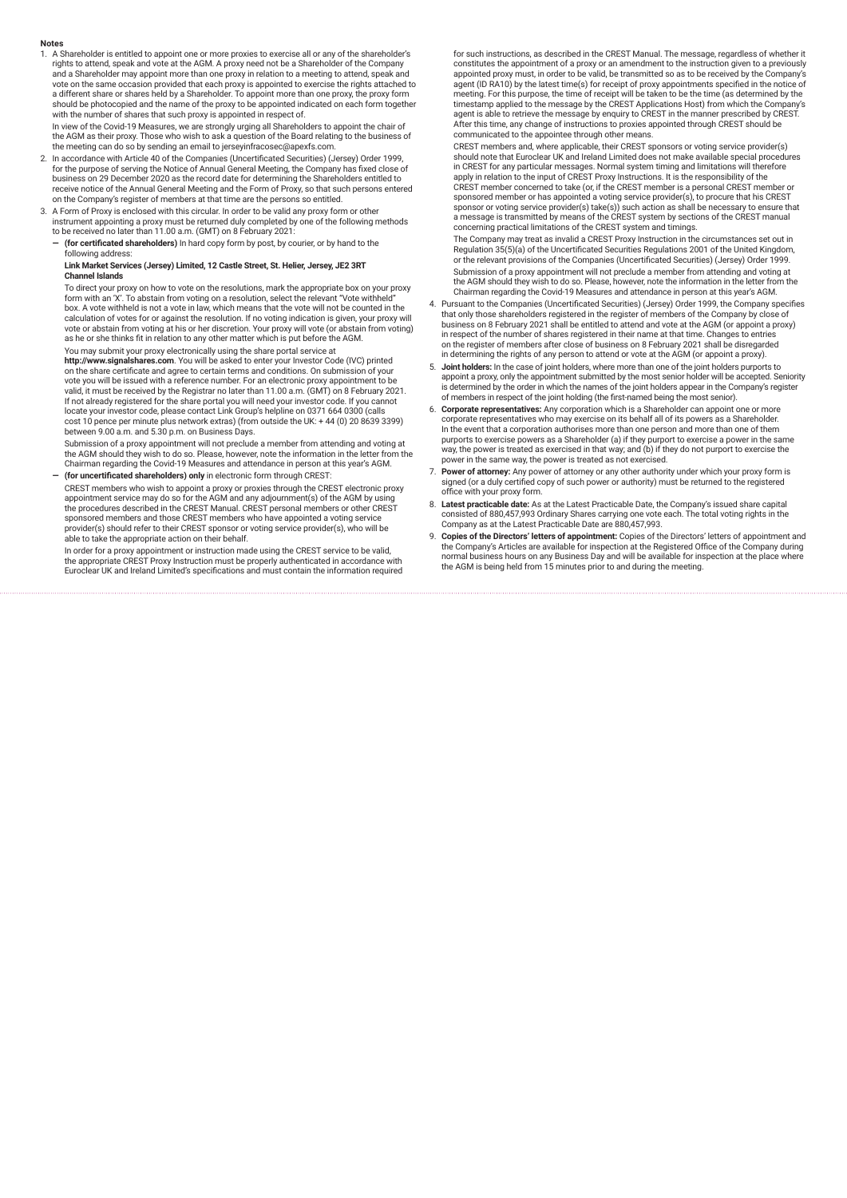**Notes**

1. A Shareholder is entitled to appoint one or more proxies to exercise all or any of the shareholder's rights to attend, speak and vote at the AGM. A proxy need not be a Shareholder of the Company and a Shareholder may appoint more than one proxy in relation to a meeting to attend, speak and vote on the same occasion provided that each proxy is appointed to exercise the rights attached to a different share or shares held by a Shareholder. To appoint more than one proxy, the proxy form should be photocopied and the name of the proxy to be appointed indicated on each form together with the number of shares that such proxy is appointed in respect of.

   In view of the Covid-19 Measures, we are strongly urging all Shareholders to appoint the chair of the AGM as their proxy. Those who wish to ask a question of the Board relating to the business of the meeting can do so by sending an email to jerseyinfracosec@apexfs.com.

2. In accordance with Article 40 of the Companies (Uncertificated Securities) (Jersey) Order 1999, for the purpose of serving the Notice of Annual General Meeting, the Company has fixed close of business on 29 December 2020 as the record date for determining the Shareholders entitled to receive notice of the Annual General Meeting and the Form of Proxy, so that such persons entered on the Company's register of members at that time are the persons so entitled.

3. A Form of Proxy is enclosed with this circular. In order to be valid any proxy form or other instrument appointing a proxy must be returned duly completed by one of the following methods to be received no later than 11.00 a.m. (GMT) on 8 February 2021:

   — **(for certificated shareholders)** In hard copy form by post, by courier, or by hand to the following address:

   **Link Market Services (Jersey) Limited, 12 Castle Street, St. Helier, Jersey, JE2 3RT Channel Islands**

   To direct your proxy on how to vote on the resolutions, mark the appropriate box on your proxy form with an 'X'. To abstain from voting on a resolution, select the relevant "Vote withheld" box. A vote withheld is not a vote in law, which means that the vote will not be counted in the calculation of votes for or against the resolution. If no voting indication is given, your proxy will vote or abstain from voting at his or her discretion. Your proxy will vote (or abstain from voting) as he or she thinks fit in relation to any other matter which is put before the AGM.

   You may submit your proxy electronically using the share portal service at **http://www.signalshares.com**. You will be asked to enter your Investor Code (IVC) printed on the share certificate and agree to certain terms and conditions. On submission of your vote you will be issued with a reference number. For an electronic proxy appointment to be valid, it must be received by the Registrar no later than 11.00 a.m. (GMT) on 8 February 2021. If not already registered for the share portal you will need your investor code. If you cannot locate your investor code, please contact Link Group's helpline on 0371 664 0300 (calls cost 10 pence per minute plus network extras) (from outside the UK: + 44 (0) 20 8639 3399) between 9.00 a.m. and 5.30 p.m. on Business Days.

   Submission of a proxy appointment will not preclude a member from attending and voting at the AGM should they wish to do so. Please, however, note the information in the letter from the Chairman regarding the Covid-19 Measures and attendance in person at this year's AGM.

   — **(for uncertificated shareholders) only** in electronic form through CREST:

   CREST members who wish to appoint a proxy or proxies through the CREST electronic proxy appointment service may do so for the AGM and any adjournment(s) of the AGM by using the procedures described in the CREST Manual. CREST personal members or other CREST sponsored members and those CREST members who have appointed a voting service provider(s) should refer to their CREST sponsor or voting service provider(s), who will be able to take the appropriate action on their behalf.

   In order for a proxy appointment or instruction made using the CREST service to be valid, the appropriate CREST Proxy Instruction must be properly authenticated in accordance with Euroclear UK and Ireland Limited's specifications and must contain the information required for such instructions, as described in the CREST Manual. The message, regardless of whether it constitutes the appointment of a proxy or an amendment to the instruction given to a previously appointed proxy must, in order to be valid, be transmitted so as to be received by the Company's agent (ID RA10) by the latest time(s) for receipt of proxy appointments specified in the notice of meeting. For this purpose, the time of receipt will be taken to be the time (as determined by the timestamp applied to the message by the CREST Applications Host) from which the Company's agent is able to retrieve the message by enquiry to CREST in the manner prescribed by CREST. After this time, any change of instructions to proxies appointed through CREST should be communicated to the appointee through other means.

   CREST members and, where applicable, their CREST sponsors or voting service provider(s) should note that Euroclear UK and Ireland Limited does not make available special procedures in CREST for any particular messages. Normal system timing and limitations will therefore apply in relation to the input of CREST Proxy Instructions. It is the responsibility of the CREST member concerned to take (or, if the CREST member is a personal CREST member or sponsored member or has appointed a voting service provider(s), to procure that his CREST sponsor or voting service provider(s) take(s)) such action as shall be necessary to ensure that a message is transmitted by means of the CREST system by sections of the CREST manual concerning practical limitations of the CREST system and timings.

   The Company may treat as invalid a CREST Proxy Instruction in the circumstances set out in Regulation 35(5)(a) of the Uncertificated Securities Regulations 2001 of the United Kingdom, or the relevant provisions of the Companies (Uncertificated Securities) (Jersey) Order 1999.

   Submission of a proxy appointment will not preclude a member from attending and voting at the AGM should they wish to do so. Please, however, note the information in the letter from the Chairman regarding the Covid-19 Measures and attendance in person at this year's AGM.

4. Pursuant to the Companies (Uncertificated Securities) (Jersey) Order 1999, the Company specifies that only those shareholders registered in the register of members of the Company by close of business on 8 February 2021 shall be entitled to attend and vote at the AGM (or appoint a proxy) in respect of the number of shares registered in their name at that time. Changes to entries on the register of members after close of business on 8 February 2021 shall be disregarded in determining the rights of any person to attend or vote at the AGM (or appoint a proxy).

5. **Joint holders:** In the case of joint holders, where more than one of the joint holders purports to appoint a proxy, only the appointment submitted by the most senior holder will be accepted. Seniority is determined by the order in which the names of the joint holders appear in the Company's register of members in respect of the joint holding (the first-named being the most senior).

6. **Corporate representatives:** Any corporation which is a Shareholder can appoint one or more corporate representatives who may exercise on its behalf all of its powers as a Shareholder. In the event that a corporation authorises more than one person and more than one of them purports to exercise powers as a Shareholder (a) if they purport to exercise a power in the same way, the power is treated as exercised in that way; and (b) if they do not purport to exercise the power in the same way, the power is treated as not exercised.

7. **Power of attorney:** Any power of attorney or any other authority under which your proxy form is signed (or a duly certified copy of such power or authority) must be returned to the registered office with your proxy form.

8. **Latest practicable date:** As at the Latest Practicable Date, the Company's issued share capital consisted of 880,457,993 Ordinary Shares carrying one vote each. The total voting rights in the Company as at the Latest Practicable Date are 880,457,993.

9. **Copies of the Directors' letters of appointment:** Copies of the Directors' letters of appointment and the Company's Articles are available for inspection at the Registered Office of the Company during normal business hours on any Business Day and will be available for inspection at the place where the AGM is being held from 15 minutes prior to and during the meeting.